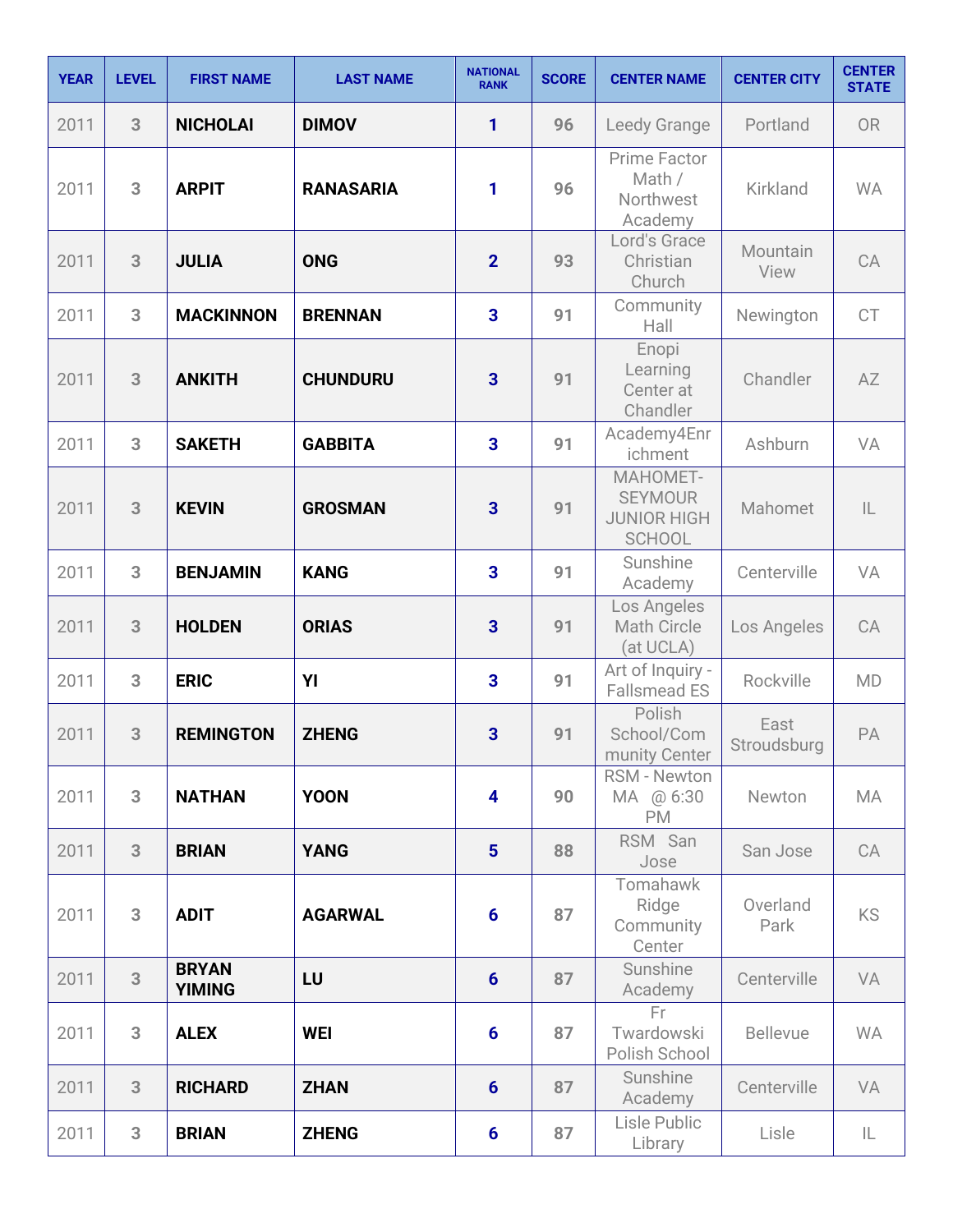| YEAR | LEVEL | FIRST NAME | LAST NAME | NATIONAL RANK | SCORE | CENTER NAME | CENTER CITY | CENTER STATE |
|---|---|---|---|---|---|---|---|---|
| 2011 | 3 | NICHOLAI | DIMOV | 1 | 96 | Leedy Grange | Portland | OR |
| 2011 | 3 | ARPIT | RANASARIA | 1 | 96 | Prime Factor Math / Northwest Academy | Kirkland | WA |
| 2011 | 3 | JULIA | ONG | 2 | 93 | Lord's Grace Christian Church | Mountain View | CA |
| 2011 | 3 | MACKINNON | BRENNAN | 3 | 91 | Community Hall | Newington | CT |
| 2011 | 3 | ANKITH | CHUNDURU | 3 | 91 | Enopi Learning Center at Chandler | Chandler | AZ |
| 2011 | 3 | SAKETH | GABBITA | 3 | 91 | Academy4Enrichment | Ashburn | VA |
| 2011 | 3 | KEVIN | GROSMAN | 3 | 91 | MAHOMET-SEYMOUR JUNIOR HIGH SCHOOL | Mahomet | IL |
| 2011 | 3 | BENJAMIN | KANG | 3 | 91 | Sunshine Academy | Centerville | VA |
| 2011 | 3 | HOLDEN | ORIAS | 3 | 91 | Los Angeles Math Circle (at UCLA) | Los Angeles | CA |
| 2011 | 3 | ERIC | YI | 3 | 91 | Art of Inquiry - Fallsmead ES | Rockville | MD |
| 2011 | 3 | REMINGTON | ZHENG | 3 | 91 | Polish School/Community Center | East Stroudsburg | PA |
| 2011 | 3 | NATHAN | YOON | 4 | 90 | RSM - Newton MA @ 6:30 PM | Newton | MA |
| 2011 | 3 | BRIAN | YANG | 5 | 88 | RSM San Jose | San Jose | CA |
| 2011 | 3 | ADIT | AGARWAL | 6 | 87 | Tomahawk Ridge Community Center | Overland Park | KS |
| 2011 | 3 | BRYAN YIMING | LU | 6 | 87 | Sunshine Academy | Centerville | VA |
| 2011 | 3 | ALEX | WEI | 6 | 87 | Fr Twardowski Polish School | Bellevue | WA |
| 2011 | 3 | RICHARD | ZHAN | 6 | 87 | Sunshine Academy | Centerville | VA |
| 2011 | 3 | BRIAN | ZHENG | 6 | 87 | Lisle Public Library | Lisle | IL |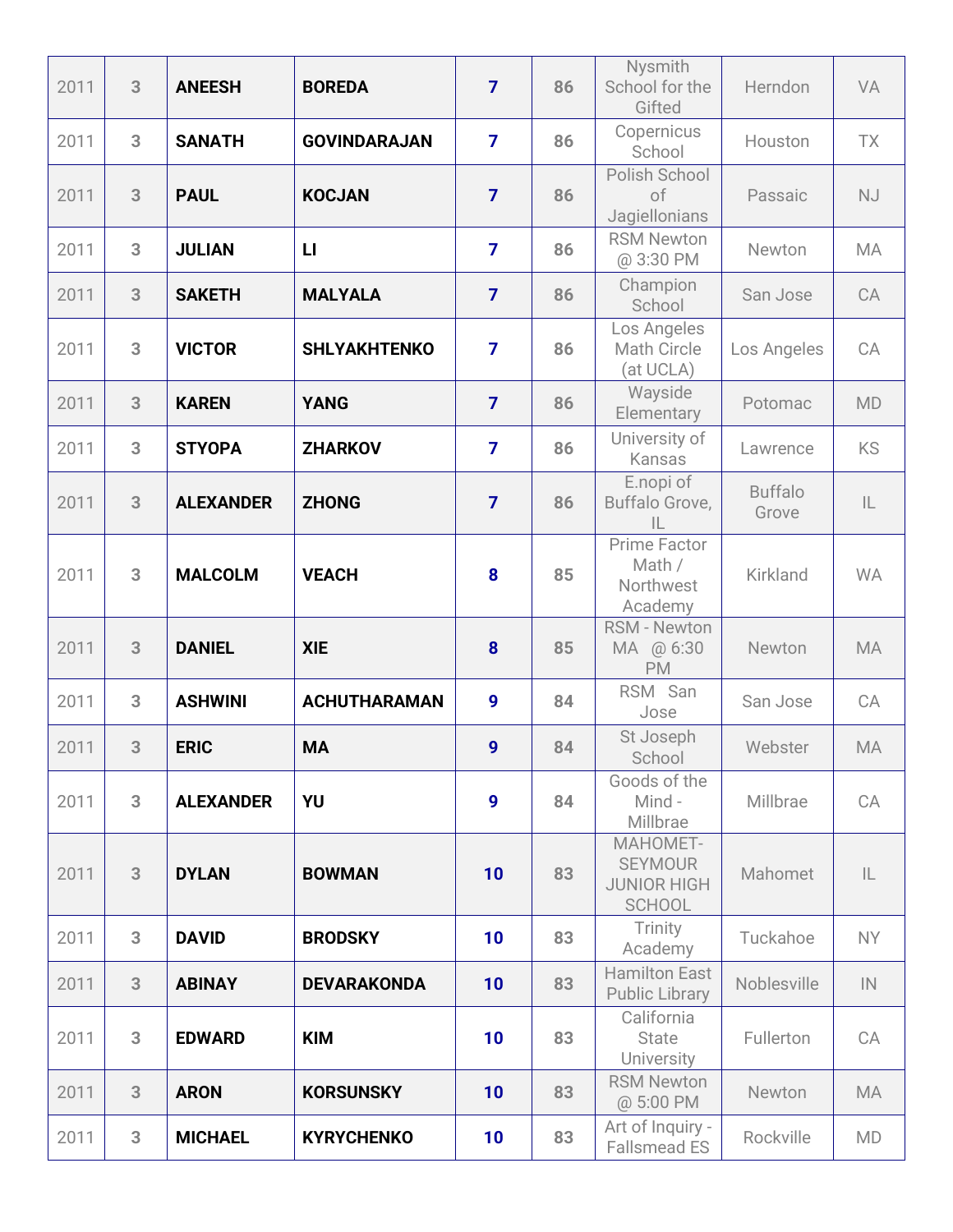| | | | | | | | | |
|---|---|---|---|---|---|---|---|---|
| 2011 | 3 | **ANEESH** | **BOREDA** | **7** | **86** | Nysmith School for the Gifted | Herndon | VA |
| 2011 | 3 | **SANATH** | **GOVINDARAJAN** | **7** | **86** | Copernicus School | Houston | TX |
| 2011 | 3 | **PAUL** | **KOCJAN** | **7** | **86** | Polish School of Jagiellonians | Passaic | NJ |
| 2011 | 3 | **JULIAN** | **LI** | **7** | **86** | RSM Newton @ 3:30 PM | Newton | MA |
| 2011 | 3 | **SAKETH** | **MALYALA** | **7** | **86** | Champion School | San Jose | CA |
| 2011 | 3 | **VICTOR** | **SHLYAKHTENKO** | **7** | **86** | Los Angeles Math Circle (at UCLA) | Los Angeles | CA |
| 2011 | 3 | **KAREN** | **YANG** | **7** | **86** | Wayside Elementary | Potomac | MD |
| 2011 | 3 | **STYOPA** | **ZHARKOV** | **7** | **86** | University of Kansas | Lawrence | KS |
| 2011 | 3 | **ALEXANDER** | **ZHONG** | **7** | **86** | E.nopi of Buffalo Grove, IL | Buffalo Grove | IL |
| 2011 | 3 | **MALCOLM** | **VEACH** | **8** | **85** | Prime Factor Math / Northwest Academy | Kirkland | WA |
| 2011 | 3 | **DANIEL** | **XIE** | **8** | **85** | RSM - Newton MA @ 6:30 PM | Newton | MA |
| 2011 | 3 | **ASHWINI** | **ACHUTHARAMAN** | **9** | **84** | RSM San Jose | San Jose | CA |
| 2011 | 3 | **ERIC** | **MA** | **9** | **84** | St Joseph School | Webster | MA |
| 2011 | 3 | **ALEXANDER** | **YU** | **9** | **84** | Goods of the Mind - Millbrae | Millbrae | CA |
| 2011 | 3 | **DYLAN** | **BOWMAN** | **10** | **83** | MAHOMET-SEYMOUR JUNIOR HIGH SCHOOL | Mahomet | IL |
| 2011 | 3 | **DAVID** | **BRODSKY** | **10** | **83** | Trinity Academy | Tuckahoe | NY |
| 2011 | 3 | **ABINAY** | **DEVARAKONDA** | **10** | **83** | Hamilton East Public Library | Noblesville | IN |
| 2011 | 3 | **EDWARD** | **KIM** | **10** | **83** | California State University | Fullerton | CA |
| 2011 | 3 | **ARON** | **KORSUNSKY** | **10** | **83** | RSM Newton @ 5:00 PM | Newton | MA |
| 2011 | 3 | **MICHAEL** | **KYRYCHENKO** | **10** | **83** | Art of Inquiry - Fallsmead ES | Rockville | MD |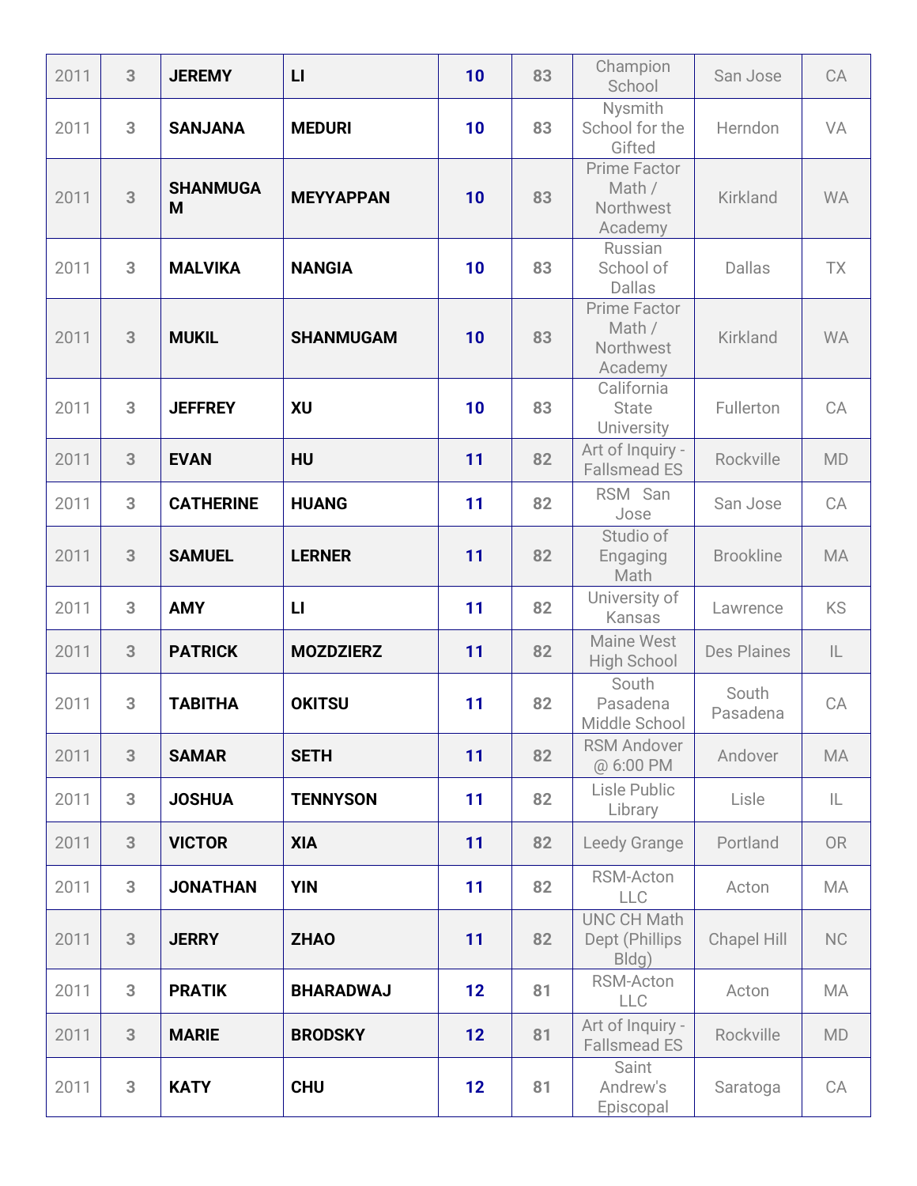| | | | | | | | | |
|---|---|---|---|---|---|---|---|---|
| 2011 | 3 | **JEREMY** | **LI** | **10** | **83** | Champion School | San Jose | CA |
| 2011 | 3 | **SANJANA** | **MEDURI** | **10** | **83** | Nysmith School for the Gifted | Herndon | VA |
| 2011 | 3 | **SHANMUGAM** | **MEYYAPPAN** | **10** | **83** | Prime Factor Math / Northwest Academy | Kirkland | WA |
| 2011 | 3 | **MALVIKA** | **NANGIA** | **10** | **83** | Russian School of Dallas | Dallas | TX |
| 2011 | 3 | **MUKIL** | **SHANMUGAM** | **10** | **83** | Prime Factor Math / Northwest Academy | Kirkland | WA |
| 2011 | 3 | **JEFFREY** | **XU** | **10** | **83** | California State University | Fullerton | CA |
| 2011 | 3 | **EVAN** | **HU** | **11** | **82** | Art of Inquiry - Fallsmead ES | Rockville | MD |
| 2011 | 3 | **CATHERINE** | **HUANG** | **11** | **82** | RSM San Jose | San Jose | CA |
| 2011 | 3 | **SAMUEL** | **LERNER** | **11** | **82** | Studio of Engaging Math | Brookline | MA |
| 2011 | 3 | **AMY** | **LI** | **11** | **82** | University of Kansas | Lawrence | KS |
| 2011 | 3 | **PATRICK** | **MOZDZIERZ** | **11** | **82** | Maine West High School | Des Plaines | IL |
| 2011 | 3 | **TABITHA** | **OKITSU** | **11** | **82** | South Pasadena Middle School | South Pasadena | CA |
| 2011 | 3 | **SAMAR** | **SETH** | **11** | **82** | RSM Andover @ 6:00 PM | Andover | MA |
| 2011 | 3 | **JOSHUA** | **TENNYSON** | **11** | **82** | Lisle Public Library | Lisle | IL |
| 2011 | 3 | **VICTOR** | **XIA** | **11** | **82** | Leedy Grange | Portland | OR |
| 2011 | 3 | **JONATHAN** | **YIN** | **11** | **82** | RSM-Acton LLC | Acton | MA |
| 2011 | 3 | **JERRY** | **ZHAO** | **11** | **82** | UNC CH Math Dept (Phillips Bldg) | Chapel Hill | NC |
| 2011 | 3 | **PRATIK** | **BHARADWAJ** | **12** | **81** | RSM-Acton LLC | Acton | MA |
| 2011 | 3 | **MARIE** | **BRODSKY** | **12** | **81** | Art of Inquiry - Fallsmead ES | Rockville | MD |
| 2011 | 3 | **KATY** | **CHU** | **12** | **81** | Saint Andrew's Episcopal | Saratoga | CA |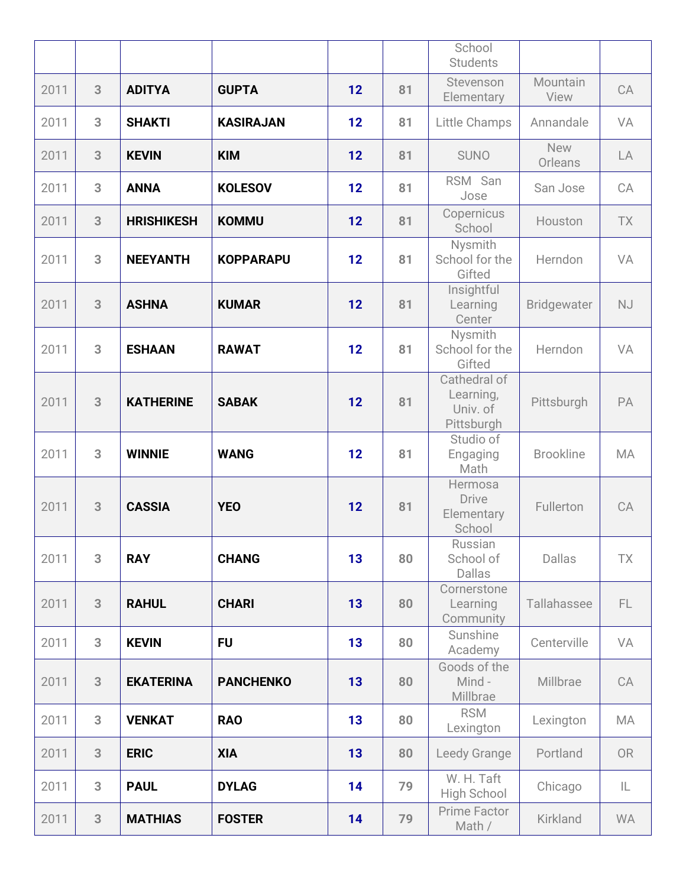| | | | | | | School Students | | |
|---|---|---|---|---|---|---|---|---|
| 2011 | 3 | **ADITYA** | **GUPTA** | **12** | **81** | Stevenson Elementary | Mountain View | CA |
| 2011 | 3 | **SHAKTI** | **KASIRAJAN** | **12** | **81** | Little Champs | Annandale | VA |
| 2011 | 3 | **KEVIN** | **KIM** | **12** | **81** | SUNO | New Orleans | LA |
| 2011 | 3 | **ANNA** | **KOLESOV** | **12** | **81** | RSM San Jose | San Jose | CA |
| 2011 | 3 | **HRISHIKESH** | **KOMMU** | **12** | **81** | Copernicus School | Houston | TX |
| 2011 | 3 | **NEEYANTH** | **KOPPARAPU** | **12** | **81** | Nysmith School for the Gifted | Herndon | VA |
| 2011 | 3 | **ASHNA** | **KUMAR** | **12** | **81** | Insightful Learning Center | Bridgewater | NJ |
| 2011 | 3 | **ESHAAN** | **RAWAT** | **12** | **81** | Nysmith School for the Gifted | Herndon | VA |
| 2011 | 3 | **KATHERINE** | **SABAK** | **12** | **81** | Cathedral of Learning, Univ. of Pittsburgh | Pittsburgh | PA |
| 2011 | 3 | **WINNIE** | **WANG** | **12** | **81** | Studio of Engaging Math | Brookline | MA |
| 2011 | 3 | **CASSIA** | **YEO** | **12** | **81** | Hermosa Drive Elementary School | Fullerton | CA |
| 2011 | 3 | **RAY** | **CHANG** | **13** | **80** | Russian School of Dallas | Dallas | TX |
| 2011 | 3 | **RAHUL** | **CHARI** | **13** | **80** | Cornerstone Learning Community | Tallahassee | FL |
| 2011 | 3 | **KEVIN** | **FU** | **13** | **80** | Sunshine Academy | Centerville | VA |
| 2011 | 3 | **EKATERINA** | **PANCHENKO** | **13** | **80** | Goods of the Mind - Millbrae | Millbrae | CA |
| 2011 | 3 | **VENKAT** | **RAO** | **13** | **80** | RSM Lexington | Lexington | MA |
| 2011 | 3 | **ERIC** | **XIA** | **13** | **80** | Leedy Grange | Portland | OR |
| 2011 | 3 | **PAUL** | **DYLAG** | **14** | **79** | W. H. Taft High School | Chicago | IL |
| 2011 | 3 | **MATHIAS** | **FOSTER** | **14** | **79** | Prime Factor Math / | Kirkland | WA |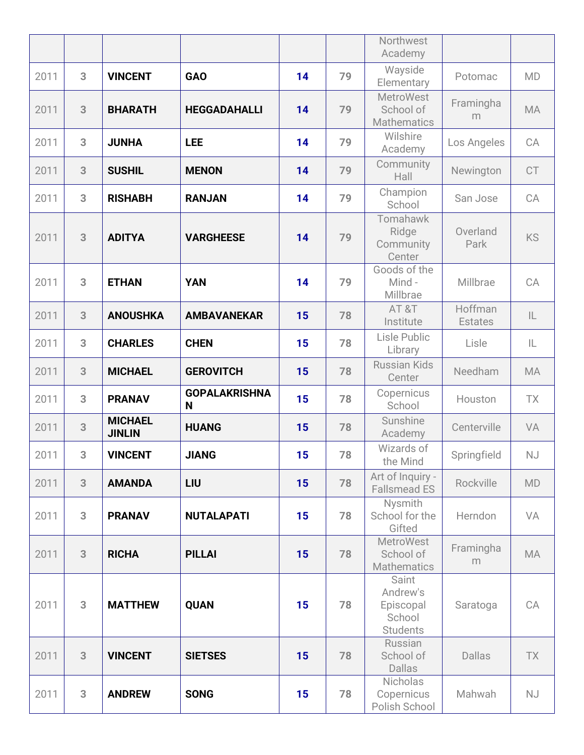| | | | | | | Northwest Academy | | |
|---|---|---|---|---|---|---|---|---|
| 2011 | 3 | **VINCENT** | **GAO** | **14** | **79** | Wayside Elementary | Potomac | MD |
| 2011 | 3 | **BHARATH** | **HEGGADAHALLI** | **14** | **79** | MetroWest School of Mathematics | Framingham | MA |
| 2011 | 3 | **JUNHA** | **LEE** | **14** | **79** | Wilshire Academy | Los Angeles | CA |
| 2011 | 3 | **SUSHIL** | **MENON** | **14** | **79** | Community Hall | Newington | CT |
| 2011 | 3 | **RISHABH** | **RANJAN** | **14** | **79** | Champion School | San Jose | CA |
| 2011 | 3 | **ADITYA** | **VARGHEESE** | **14** | **79** | Tomahawk Ridge Community Center | Overland Park | KS |
| 2011 | 3 | **ETHAN** | **YAN** | **14** | **79** | Goods of the Mind - Millbrae | Millbrae | CA |
| 2011 | 3 | **ANOUSHKA** | **AMBAVANEKAR** | **15** | **78** | AT &T Institute | Hoffman Estates | IL |
| 2011 | 3 | **CHARLES** | **CHEN** | **15** | **78** | Lisle Public Library | Lisle | IL |
| 2011 | 3 | **MICHAEL** | **GEROVITCH** | **15** | **78** | Russian Kids Center | Needham | MA |
| 2011 | 3 | **PRANAV** | **GOPALAKRISHNAN** | **15** | **78** | Copernicus School | Houston | TX |
| 2011 | 3 | **MICHAEL JINLIN** | **HUANG** | **15** | **78** | Sunshine Academy | Centerville | VA |
| 2011 | 3 | **VINCENT** | **JIANG** | **15** | **78** | Wizards of the Mind | Springfield | NJ |
| 2011 | 3 | **AMANDA** | **LIU** | **15** | **78** | Art of Inquiry - Fallsmead ES | Rockville | MD |
| 2011 | 3 | **PRANAV** | **NUTALAPATI** | **15** | **78** | Nysmith School for the Gifted | Herndon | VA |
| 2011 | 3 | **RICHA** | **PILLAI** | **15** | **78** | MetroWest School of Mathematics | Framingham | MA |
| 2011 | 3 | **MATTHEW** | **QUAN** | **15** | **78** | Saint Andrew's Episcopal School Students | Saratoga | CA |
| 2011 | 3 | **VINCENT** | **SIETSES** | **15** | **78** | Russian School of Dallas | Dallas | TX |
| 2011 | 3 | **ANDREW** | **SONG** | **15** | **78** | Nicholas Copernicus Polish School | Mahwah | NJ |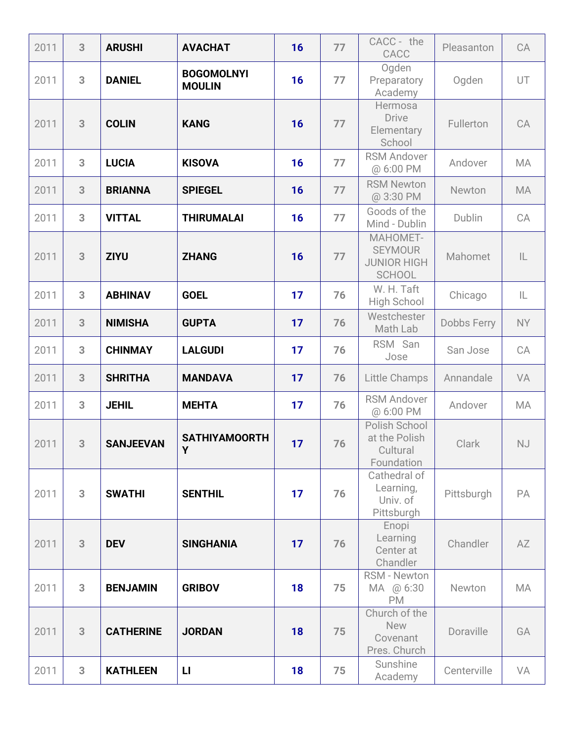| | | | | | | | | |
|---|---|---|---|---|---|---|---|---|
| 2011 | 3 | **ARUSHI** | **AVACHAT** | **16** | 77 | CACC - the CACC | Pleasanton | CA |
| 2011 | 3 | **DANIEL** | **BOGOMOLNYI MOULIN** | **16** | 77 | Ogden Preparatory Academy | Ogden | UT |
| 2011 | 3 | **COLIN** | **KANG** | **16** | 77 | Hermosa Drive Elementary School | Fullerton | CA |
| 2011 | 3 | **LUCIA** | **KISOVA** | **16** | 77 | RSM Andover @ 6:00 PM | Andover | MA |
| 2011 | 3 | **BRIANNA** | **SPIEGEL** | **16** | 77 | RSM Newton @ 3:30 PM | Newton | MA |
| 2011 | 3 | **VITTAL** | **THIRUMALAI** | **16** | 77 | Goods of the Mind - Dublin | Dublin | CA |
| 2011 | 3 | **ZIYU** | **ZHANG** | **16** | 77 | MAHOMET-SEYMOUR JUNIOR HIGH SCHOOL | Mahomet | IL |
| 2011 | 3 | **ABHINAV** | **GOEL** | **17** | 76 | W. H. Taft High School | Chicago | IL |
| 2011 | 3 | **NIMISHA** | **GUPTA** | **17** | 76 | Westchester Math Lab | Dobbs Ferry | NY |
| 2011 | 3 | **CHINMAY** | **LALGUDI** | **17** | 76 | RSM San Jose | San Jose | CA |
| 2011 | 3 | **SHRITHA** | **MANDAVA** | **17** | 76 | Little Champs | Annandale | VA |
| 2011 | 3 | **JEHIL** | **MEHTA** | **17** | 76 | RSM Andover @ 6:00 PM | Andover | MA |
| 2011 | 3 | **SANJEEVAN** | **SATHIYAMOORTHY** | **17** | 76 | Polish School at the Polish Cultural Foundation | Clark | NJ |
| 2011 | 3 | **SWATHI** | **SENTHIL** | **17** | 76 | Cathedral of Learning, Univ. of Pittsburgh | Pittsburgh | PA |
| 2011 | 3 | **DEV** | **SINGHANIA** | **17** | 76 | Enopi Learning Center at Chandler | Chandler | AZ |
| 2011 | 3 | **BENJAMIN** | **GRIBOV** | **18** | 75 | RSM - Newton MA @ 6:30 PM | Newton | MA |
| 2011 | 3 | **CATHERINE** | **JORDAN** | **18** | 75 | Church of the New Covenant Pres. Church | Doraville | GA |
| 2011 | 3 | **KATHLEEN** | **LI** | **18** | 75 | Sunshine Academy | Centerville | VA |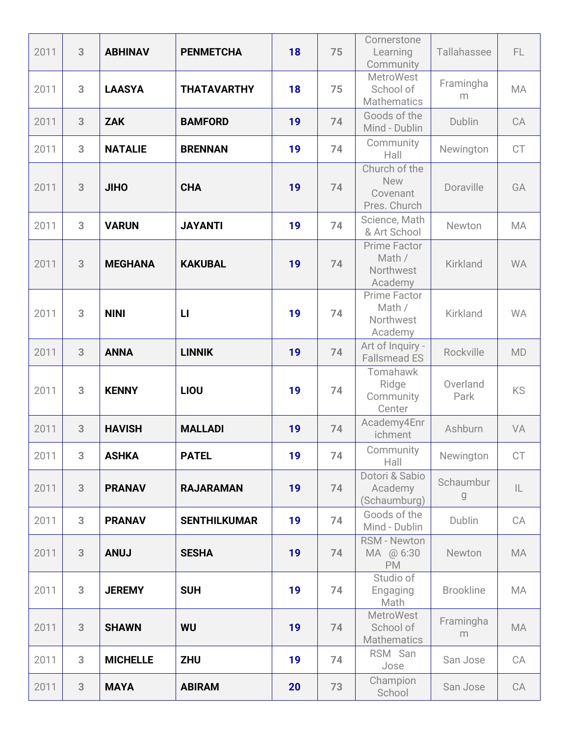| | | | | | | | | |
|---|---|---|---|---|---|---|---|---|
| 2011 | 3 | **ABHINAV** | **PENMETCHA** | **18** | 75 | Cornerstone Learning Community | Tallahassee | FL |
| 2011 | 3 | **LAASYA** | **THATAVARTHY** | **18** | 75 | MetroWest School of Mathematics | Framingham | MA |
| 2011 | 3 | **ZAK** | **BAMFORD** | **19** | 74 | Goods of the Mind - Dublin | Dublin | CA |
| 2011 | 3 | **NATALIE** | **BRENNAN** | **19** | 74 | Community Hall | Newington | CT |
| 2011 | 3 | **JIHO** | **CHA** | **19** | 74 | Church of the New Covenant Pres. Church | Doraville | GA |
| 2011 | 3 | **VARUN** | **JAYANTI** | **19** | 74 | Science, Math & Art School | Newton | MA |
| 2011 | 3 | **MEGHANA** | **KAKUBAL** | **19** | 74 | Prime Factor Math / Northwest Academy | Kirkland | WA |
| 2011 | 3 | **NINI** | **LI** | **19** | 74 | Prime Factor Math / Northwest Academy | Kirkland | WA |
| 2011 | 3 | **ANNA** | **LINNIK** | **19** | 74 | Art of Inquiry - Fallsmead ES | Rockville | MD |
| 2011 | 3 | **KENNY** | **LIOU** | **19** | 74 | Tomahawk Ridge Community Center | Overland Park | KS |
| 2011 | 3 | **HAVISH** | **MALLADI** | **19** | 74 | Academy4Enrichment | Ashburn | VA |
| 2011 | 3 | **ASHKA** | **PATEL** | **19** | 74 | Community Hall | Newington | CT |
| 2011 | 3 | **PRANAV** | **RAJARAMAN** | **19** | 74 | Dotori & Sabio Academy (Schaumburg) | Schaumburg | IL |
| 2011 | 3 | **PRANAV** | **SENTHILKUMAR** | **19** | 74 | Goods of the Mind - Dublin | Dublin | CA |
| 2011 | 3 | **ANUJ** | **SESHA** | **19** | 74 | RSM - Newton MA @ 6:30 PM | Newton | MA |
| 2011 | 3 | **JEREMY** | **SUH** | **19** | 74 | Studio of Engaging Math | Brookline | MA |
| 2011 | 3 | **SHAWN** | **WU** | **19** | 74 | MetroWest School of Mathematics | Framingham | MA |
| 2011 | 3 | **MICHELLE** | **ZHU** | **19** | 74 | RSM San Jose | San Jose | CA |
| 2011 | 3 | **MAYA** | **ABIRAM** | **20** | 73 | Champion School | San Jose | CA |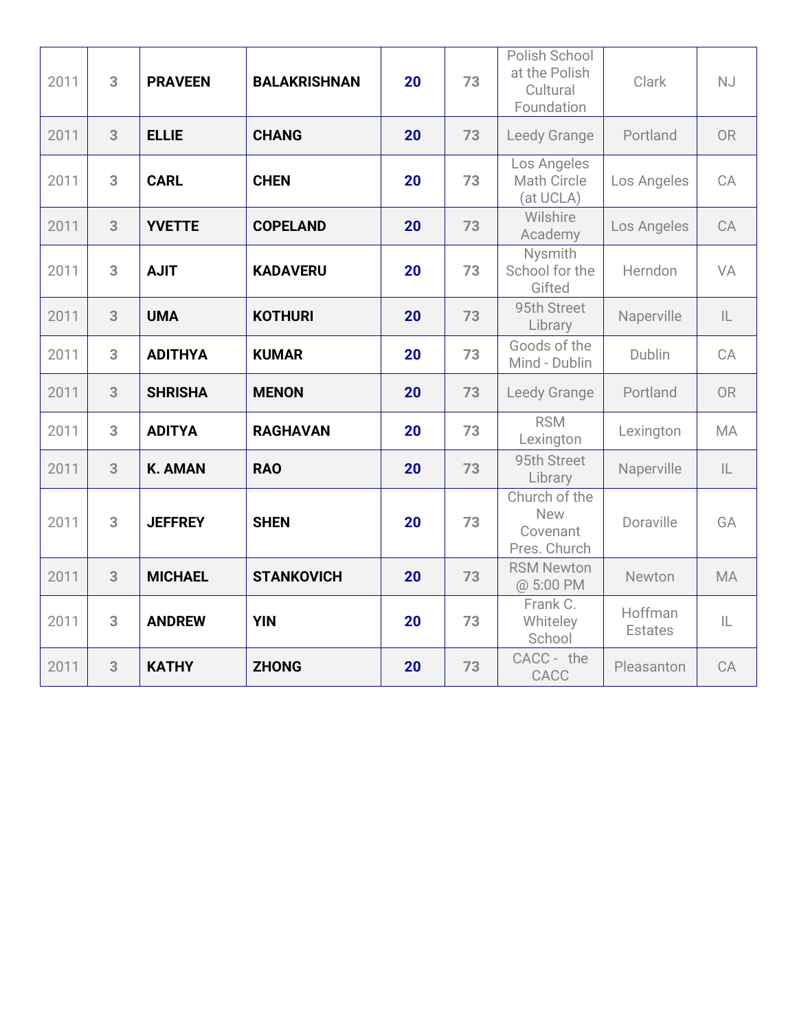| | | | | | | | | |
|---|---|---|---|---|---|---|---|---|
| 2011 | 3 | **PRAVEEN** | **BALAKRISHNAN** | **20** | 73 | Polish School at the Polish Cultural Foundation | Clark | NJ |
| 2011 | 3 | **ELLIE** | **CHANG** | **20** | 73 | Leedy Grange | Portland | OR |
| 2011 | 3 | **CARL** | **CHEN** | **20** | 73 | Los Angeles Math Circle (at UCLA) | Los Angeles | CA |
| 2011 | 3 | **YVETTE** | **COPELAND** | **20** | 73 | Wilshire Academy | Los Angeles | CA |
| 2011 | 3 | **AJIT** | **KADAVERU** | **20** | 73 | Nysmith School for the Gifted | Herndon | VA |
| 2011 | 3 | **UMA** | **KOTHURI** | **20** | 73 | 95th Street Library | Naperville | IL |
| 2011 | 3 | **ADITHYA** | **KUMAR** | **20** | 73 | Goods of the Mind - Dublin | Dublin | CA |
| 2011 | 3 | **SHRISHA** | **MENON** | **20** | 73 | Leedy Grange | Portland | OR |
| 2011 | 3 | **ADITYA** | **RAGHAVAN** | **20** | 73 | RSM Lexington | Lexington | MA |
| 2011 | 3 | **K. AMAN** | **RAO** | **20** | 73 | 95th Street Library | Naperville | IL |
| 2011 | 3 | **JEFFREY** | **SHEN** | **20** | 73 | Church of the New Covenant Pres. Church | Doraville | GA |
| 2011 | 3 | **MICHAEL** | **STANKOVICH** | **20** | 73 | RSM Newton @ 5:00 PM | Newton | MA |
| 2011 | 3 | **ANDREW** | **YIN** | **20** | 73 | Frank C. Whiteley School | Hoffman Estates | IL |
| 2011 | 3 | **KATHY** | **ZHONG** | **20** | 73 | CACC - the CACC | Pleasanton | CA |